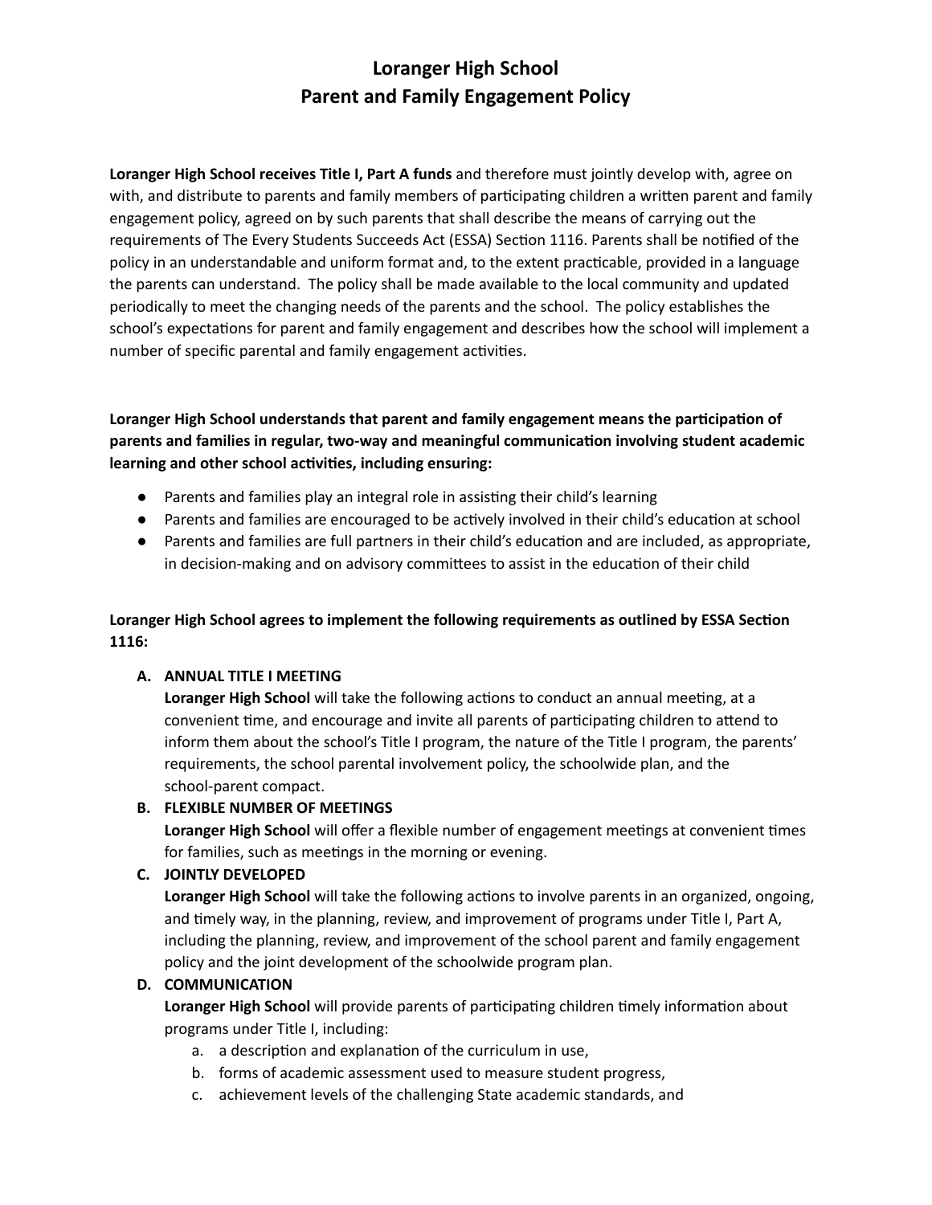# Loranger High School
# Parent and Family Engagement Policy

**Loranger High School receives Title I, Part A funds** and therefore must jointly develop with, agree on with, and distribute to parents and family members of participating children a written parent and family engagement policy, agreed on by such parents that shall describe the means of carrying out the requirements of The Every Students Succeeds Act (ESSA) Section 1116. Parents shall be notified of the policy in an understandable and uniform format and, to the extent practicable, provided in a language the parents can understand. The policy shall be made available to the local community and updated periodically to meet the changing needs of the parents and the school. The policy establishes the school's expectations for parent and family engagement and describes how the school will implement a number of specific parental and family engagement activities.

**Loranger High School understands that parent and family engagement means the participation of parents and families in regular, two-way and meaningful communication involving student academic learning and other school activities, including ensuring:**

- Parents and families play an integral role in assisting their child's learning
- Parents and families are encouraged to be actively involved in their child's education at school
- Parents and families are full partners in their child's education and are included, as appropriate, in decision-making and on advisory committees to assist in the education of their child

**Loranger High School agrees to implement the following requirements as outlined by ESSA Section 1116:**

A. **ANNUAL TITLE I MEETING**
   **Loranger High School** will take the following actions to conduct an annual meeting, at a convenient time, and encourage and invite all parents of participating children to attend to inform them about the school's Title I program, the nature of the Title I program, the parents' requirements, the school parental involvement policy, the schoolwide plan, and the school-parent compact.
B. **FLEXIBLE NUMBER OF MEETINGS**
   **Loranger High School** will offer a flexible number of engagement meetings at convenient times for families, such as meetings in the morning or evening.
C. **JOINTLY DEVELOPED**
   **Loranger High School** will take the following actions to involve parents in an organized, ongoing, and timely way, in the planning, review, and improvement of programs under Title I, Part A, including the planning, review, and improvement of the school parent and family engagement policy and the joint development of the schoolwide program plan.
D. **COMMUNICATION**
   **Loranger High School** will provide parents of participating children timely information about programs under Title I, including:
   a. a description and explanation of the curriculum in use,
   b. forms of academic assessment used to measure student progress,
   c. achievement levels of the challenging State academic standards, and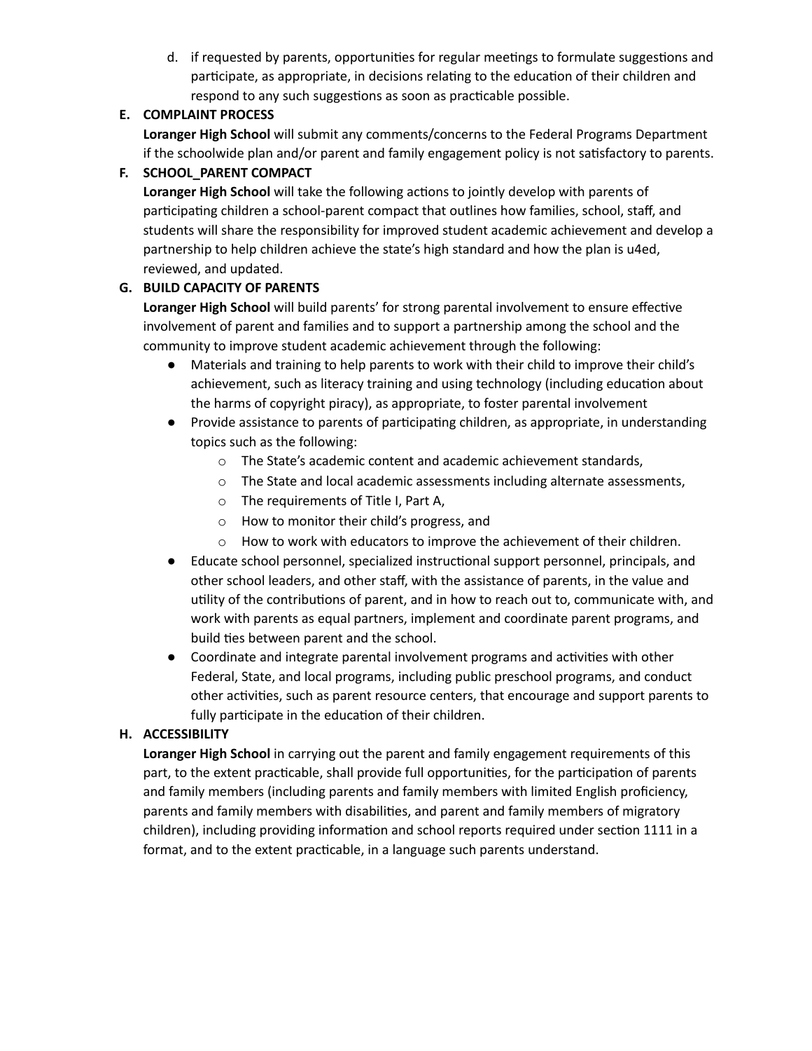d. if requested by parents, opportunities for regular meetings to formulate suggestions and participate, as appropriate, in decisions relating to the education of their children and respond to any such suggestions as soon as practicable possible.

**E. COMPLAINT PROCESS**

**Loranger High School** will submit any comments/concerns to the Federal Programs Department if the schoolwide plan and/or parent and family engagement policy is not satisfactory to parents.

**F. SCHOOL_PARENT COMPACT**

**Loranger High School** will take the following actions to jointly develop with parents of participating children a school-parent compact that outlines how families, school, staff, and students will share the responsibility for improved student academic achievement and develop a partnership to help children achieve the state's high standard and how the plan is u4ed, reviewed, and updated.

**G. BUILD CAPACITY OF PARENTS**

**Loranger High School** will build parents' for strong parental involvement to ensure effective involvement of parent and families and to support a partnership among the school and the community to improve student academic achievement through the following:

- Materials and training to help parents to work with their child to improve their child's achievement, such as literacy training and using technology (including education about the harms of copyright piracy), as appropriate, to foster parental involvement
- Provide assistance to parents of participating children, as appropriate, in understanding topics such as the following:
  - The State's academic content and academic achievement standards,
  - The State and local academic assessments including alternate assessments,
  - The requirements of Title I, Part A,
  - How to monitor their child's progress, and
  - How to work with educators to improve the achievement of their children.
- Educate school personnel, specialized instructional support personnel, principals, and other school leaders, and other staff, with the assistance of parents, in the value and utility of the contributions of parent, and in how to reach out to, communicate with, and work with parents as equal partners, implement and coordinate parent programs, and build ties between parent and the school.
- Coordinate and integrate parental involvement programs and activities with other Federal, State, and local programs, including public preschool programs, and conduct other activities, such as parent resource centers, that encourage and support parents to fully participate in the education of their children.

**H. ACCESSIBILITY**

**Loranger High School** in carrying out the parent and family engagement requirements of this part, to the extent practicable, shall provide full opportunities, for the participation of parents and family members (including parents and family members with limited English proficiency, parents and family members with disabilities, and parent and family members of migratory children), including providing information and school reports required under section 1111 in a format, and to the extent practicable, in a language such parents understand.